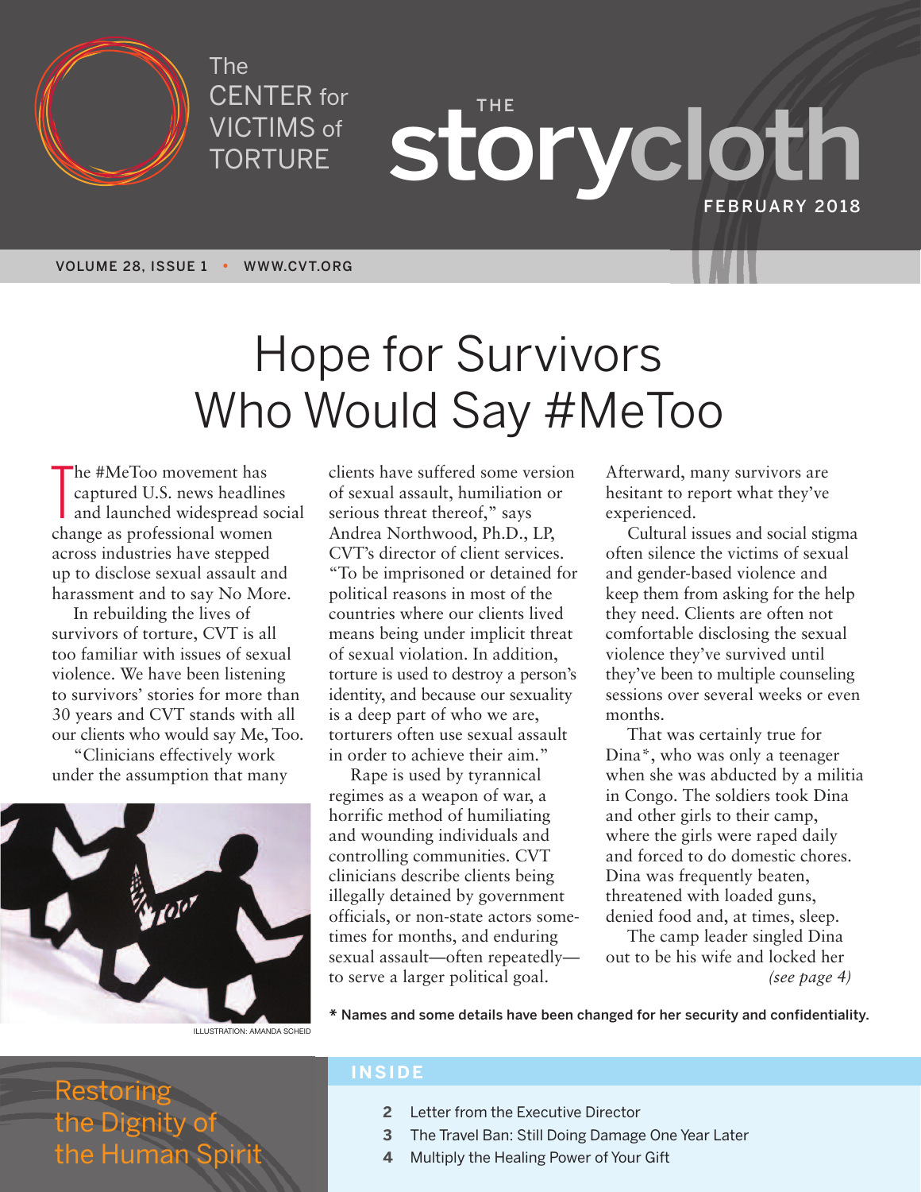The CENTER for VICTIMS of TORTURE

# THE storycloth

FEBRUARY 2018

VOLUME 28, ISSUE 1 • WWW.CVT.ORG

# Hope for Survivors Who Would Say #MeToo

The #MeToo movement has captured U.S. news headlines and launched widespread social change as professional women across industries have stepped up to disclose sexual assault and harassment and to say No More.

In rebuilding the lives of survivors of torture, CVT is all too familiar with issues of sexual violence. We have been listening to survivors' stories for more than 30 years and CVT stands with all our clients who would say Me, Too.

"Clinicians effectively work under the assumption that many clients have suffered some version of sexual assault, humiliation or serious threat thereof," says Andrea Northwood, Ph.D., LP, CVT's director of client services. "To be imprisoned or detained for political reasons in most of the countries where our clients lived means being under implicit threat of sexual violation. In addition, torture is used to destroy a person's identity, and because our sexuality is a deep part of who we are, torturers often use sexual assault in order to achieve their aim."

Rape is used by tyrannical regimes as a weapon of war, a horrific method of humiliating and wounding individuals and controlling communities. CVT clinicians describe clients being illegally detained by government officials, or non-state actors sometimes for months, and enduring sexual assault—often repeatedly—to serve a larger political goal. Afterward, many survivors are hesitant to report what they've experienced.

Cultural issues and social stigma often silence the victims of sexual and gender-based violence and keep them from asking for the help they need. Clients are often not comfortable disclosing the sexual violence they've survived until they've been to multiple counseling sessions over several weeks or even months.

That was certainly true for Dina*, who was only a teenager when she was abducted by a militia in Congo. The soldiers took Dina and other girls to their camp, where the girls were raped daily and forced to do domestic chores. Dina was frequently beaten, threatened with loaded guns, denied food and, at times, sleep.

The camp leader singled Dina out to be his wife and locked her *(see page 4)*

ILLUSTRATION: AMANDA SCHEID

**\* Names and some details have been changed for her security and confidentiality.**

Restoring the Dignity of the Human Spirit

## INSIDE

- **2** Letter from the Executive Director
- **3** The Travel Ban: Still Doing Damage One Year Later
- **4** Multiply the Healing Power of Your Gift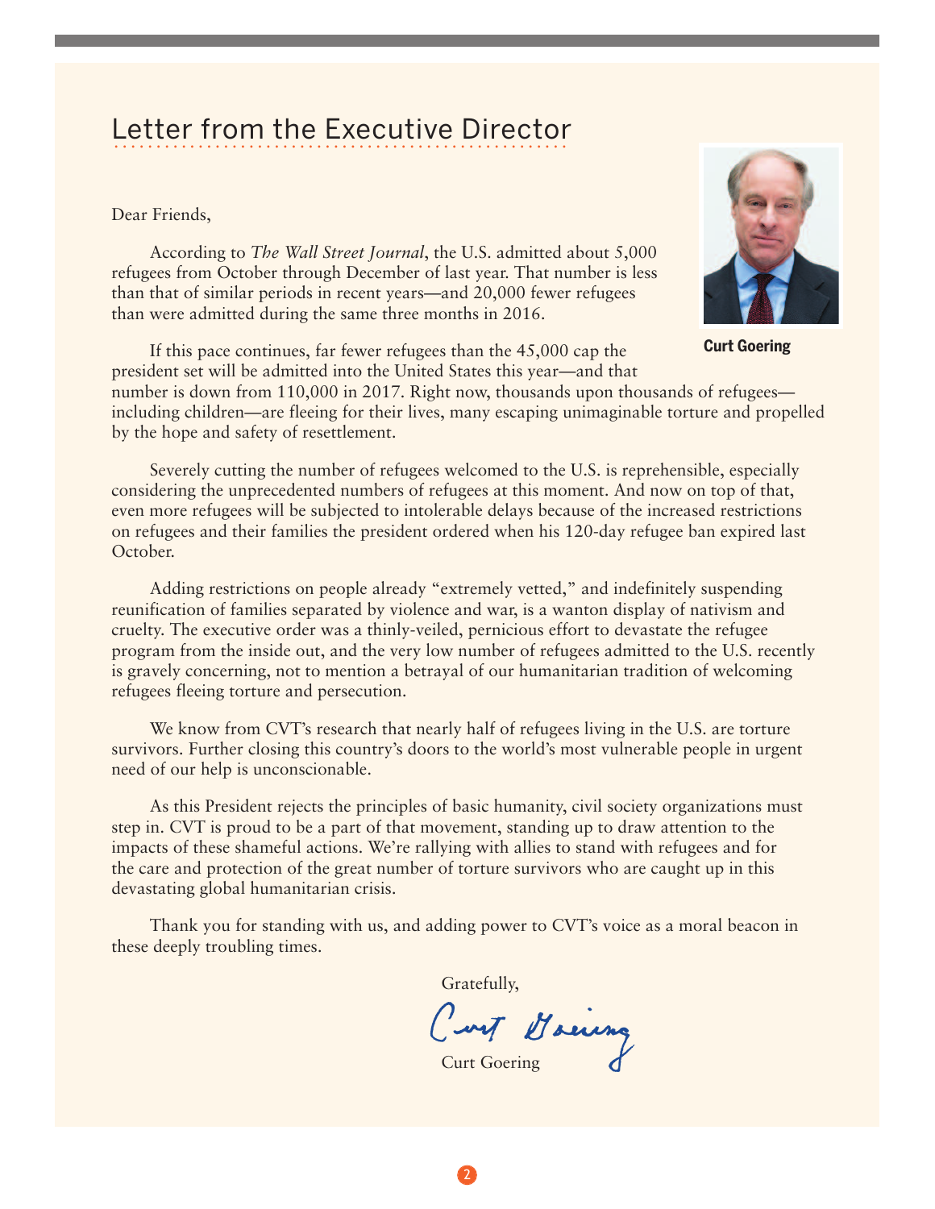# Letter from the Executive Director

**Curt Goering**

Dear Friends,

According to *The Wall Street Journal*, the U.S. admitted about 5,000 refugees from October through December of last year. That number is less than that of similar periods in recent years—and 20,000 fewer refugees than were admitted during the same three months in 2016.

If this pace continues, far fewer refugees than the 45,000 cap the president set will be admitted into the United States this year—and that number is down from 110,000 in 2017. Right now, thousands upon thousands of refugees—including children—are fleeing for their lives, many escaping unimaginable torture and propelled by the hope and safety of resettlement.

Severely cutting the number of refugees welcomed to the U.S. is reprehensible, especially considering the unprecedented numbers of refugees at this moment. And now on top of that, even more refugees will be subjected to intolerable delays because of the increased restrictions on refugees and their families the president ordered when his 120-day refugee ban expired last October.

Adding restrictions on people already "extremely vetted," and indefinitely suspending reunification of families separated by violence and war, is a wanton display of nativism and cruelty. The executive order was a thinly-veiled, pernicious effort to devastate the refugee program from the inside out, and the very low number of refugees admitted to the U.S. recently is gravely concerning, not to mention a betrayal of our humanitarian tradition of welcoming refugees fleeing torture and persecution.

We know from CVT's research that nearly half of refugees living in the U.S. are torture survivors. Further closing this country's doors to the world's most vulnerable people in urgent need of our help is unconscionable.

As this President rejects the principles of basic humanity, civil society organizations must step in. CVT is proud to be a part of that movement, standing up to draw attention to the impacts of these shameful actions. We're rallying with allies to stand with refugees and for the care and protection of the great number of torture survivors who are caught up in this devastating global humanitarian crisis.

Thank you for standing with us, and adding power to CVT's voice as a moral beacon in these deeply troubling times.

Gratefully,

Curt Goering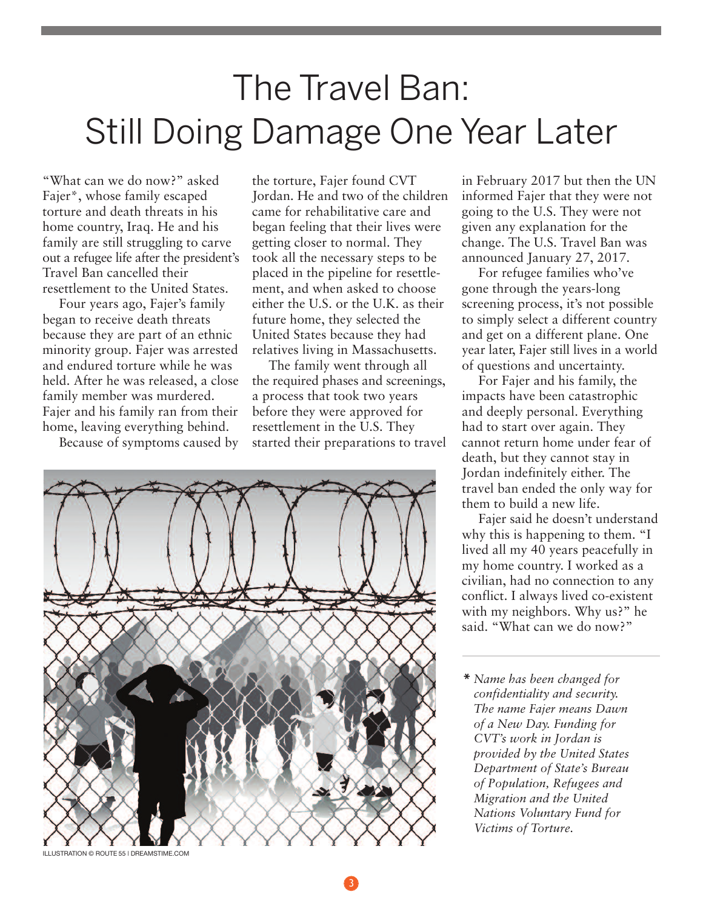# The Travel Ban: Still Doing Damage One Year Later

"What can we do now?" asked Fajer*, whose family escaped torture and death threats in his home country, Iraq. He and his family are still struggling to carve out a refugee life after the president's Travel Ban cancelled their resettlement to the United States.

Four years ago, Fajer's family began to receive death threats because they are part of an ethnic minority group. Fajer was arrested and endured torture while he was held. After he was released, a close family member was murdered. Fajer and his family ran from their home, leaving everything behind.

Because of symptoms caused by the torture, Fajer found CVT Jordan. He and two of the children came for rehabilitative care and began feeling that their lives were getting closer to normal. They took all the necessary steps to be placed in the pipeline for resettlement, and when asked to choose either the U.S. or the U.K. as their future home, they selected the United States because they had relatives living in Massachusetts.

The family went through all the required phases and screenings, a process that took two years before they were approved for resettlement in the U.S. They started their preparations to travel in February 2017 but then the UN informed Fajer that they were not going to the U.S. They were not given any explanation for the change. The U.S. Travel Ban was announced January 27, 2017.

For refugee families who've gone through the years-long screening process, it's not possible to simply select a different country and get on a different plane. One year later, Fajer still lives in a world of questions and uncertainty.

For Fajer and his family, the impacts have been catastrophic and deeply personal. Everything had to start over again. They cannot return home under fear of death, but they cannot stay in Jordan indefinitely either. The travel ban ended the only way for them to build a new life.

Fajer said he doesn't understand why this is happening to them. "I lived all my 40 years peacefully in my home country. I worked as a civilian, had no connection to any conflict. I always lived co-existent with my neighbors. Why us?" he said. "What can we do now?"

ILLUSTRATION © ROUTE 55 | DREAMSTIME.COM

---

*\* Name has been changed for confidentiality and security. The name Fajer means Dawn of a New Day. Funding for CVT's work in Jordan is provided by the United States Department of State's Bureau of Population, Refugees and Migration and the United Nations Voluntary Fund for Victims of Torture.*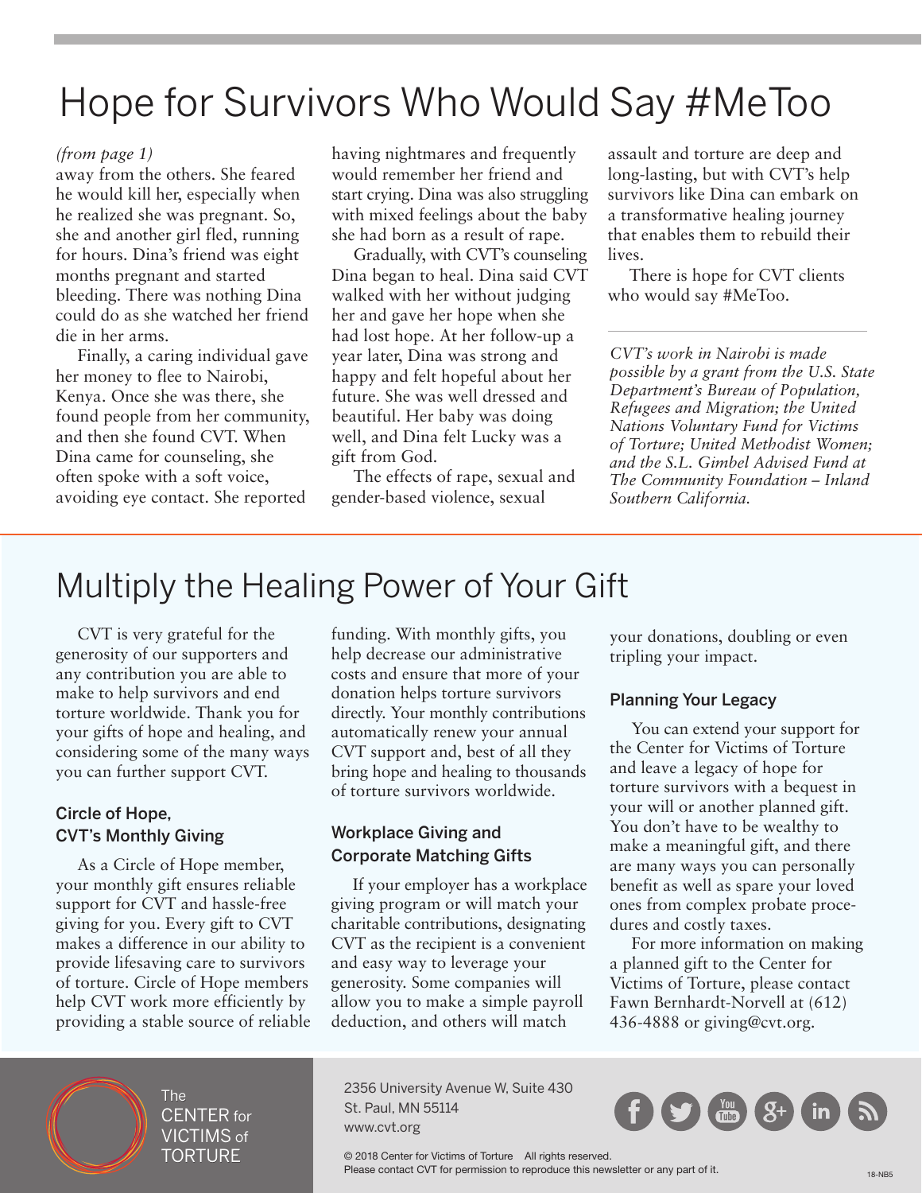# Hope for Survivors Who Would Say #MeToo

*(from page 1)*

away from the others. She feared he would kill her, especially when he realized she was pregnant. So, she and another girl fled, running for hours. Dina's friend was eight months pregnant and started bleeding. There was nothing Dina could do as she watched her friend die in her arms.

Finally, a caring individual gave her money to flee to Nairobi, Kenya. Once she was there, she found people from her community, and then she found CVT. When Dina came for counseling, she often spoke with a soft voice, avoiding eye contact. She reported having nightmares and frequently would remember her friend and start crying. Dina was also struggling with mixed feelings about the baby she had born as a result of rape.

Gradually, with CVT's counseling Dina began to heal. Dina said CVT walked with her without judging her and gave her hope when she had lost hope. At her follow-up a year later, Dina was strong and happy and felt hopeful about her future. She was well dressed and beautiful. Her baby was doing well, and Dina felt Lucky was a gift from God.

The effects of rape, sexual and gender-based violence, sexual assault and torture are deep and long-lasting, but with CVT's help survivors like Dina can embark on a transformative healing journey that enables them to rebuild their lives.

There is hope for CVT clients who would say #MeToo.

---

*CVT's work in Nairobi is made possible by a grant from the U.S. State Department's Bureau of Population, Refugees and Migration; the United Nations Voluntary Fund for Victims of Torture; United Methodist Women; and the S.L. Gimbel Advised Fund at The Community Foundation – Inland Southern California.*

# Multiply the Healing Power of Your Gift

CVT is very grateful for the generosity of our supporters and any contribution you are able to make to help survivors and end torture worldwide. Thank you for your gifts of hope and healing, and considering some of the many ways you can further support CVT.

### Circle of Hope, CVT's Monthly Giving

As a Circle of Hope member, your monthly gift ensures reliable support for CVT and hassle-free giving for you. Every gift to CVT makes a difference in our ability to provide lifesaving care to survivors of torture. Circle of Hope members help CVT work more efficiently by providing a stable source of reliable funding. With monthly gifts, you help decrease our administrative costs and ensure that more of your donation helps torture survivors directly. Your monthly contributions automatically renew your annual CVT support and, best of all they bring hope and healing to thousands of torture survivors worldwide.

### Workplace Giving and Corporate Matching Gifts

If your employer has a workplace giving program or will match your charitable contributions, designating CVT as the recipient is a convenient and easy way to leverage your generosity. Some companies will allow you to make a simple payroll deduction, and others will match your donations, doubling or even tripling your impact.

### Planning Your Legacy

You can extend your support for the Center for Victims of Torture and leave a legacy of hope for torture survivors with a bequest in your will or another planned gift. You don't have to be wealthy to make a meaningful gift, and there are many ways you can personally benefit as well as spare your loved ones from complex probate procedures and costly taxes.

For more information on making a planned gift to the Center for Victims of Torture, please contact Fawn Bernhardt-Norvell at (612) 436-4888 or giving@cvt.org.

The CENTER for VICTIMS of TORTURE

2356 University Avenue W, Suite 430
St. Paul, MN 55114
www.cvt.org

© 2018 Center for Victims of Torture All rights reserved.
Please contact CVT for permission to reproduce this newsletter or any part of it.

18-NB5